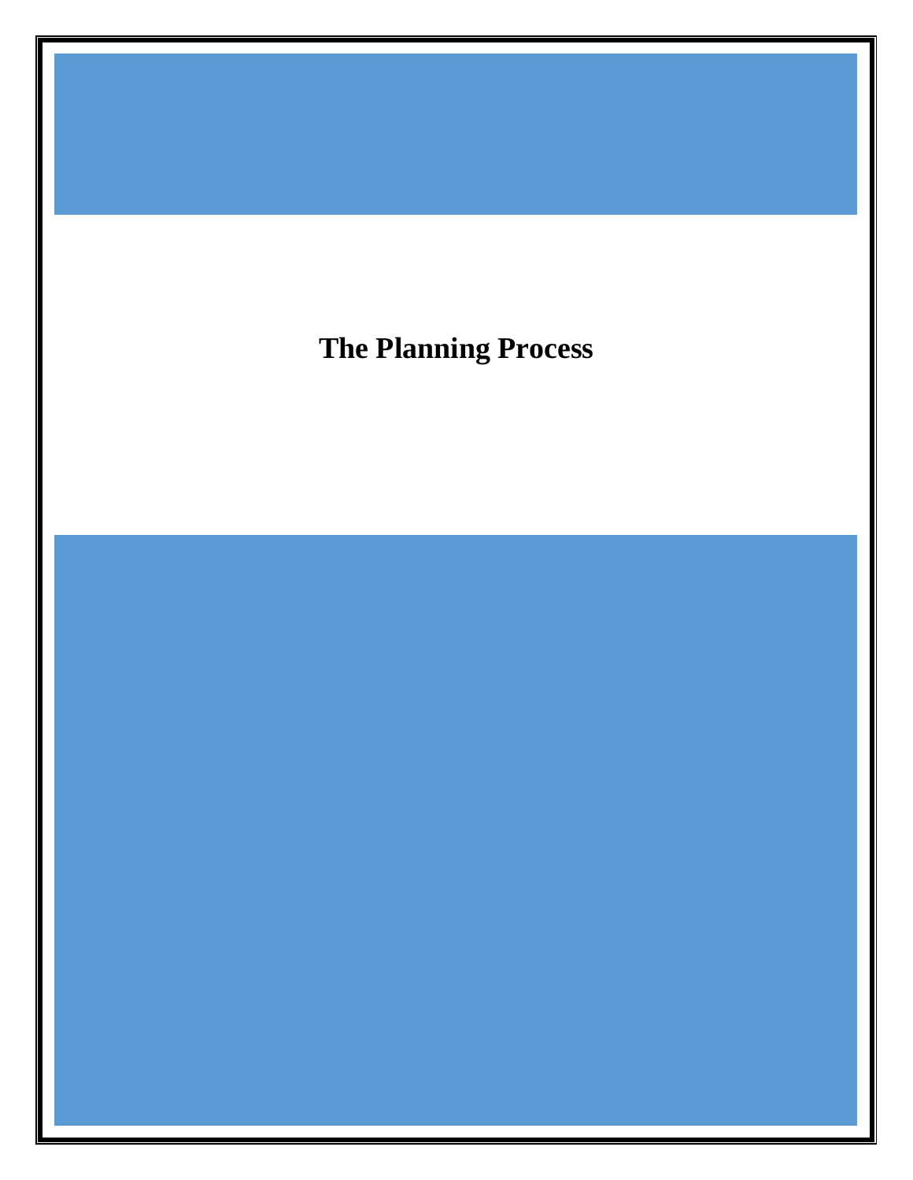# The Planning Process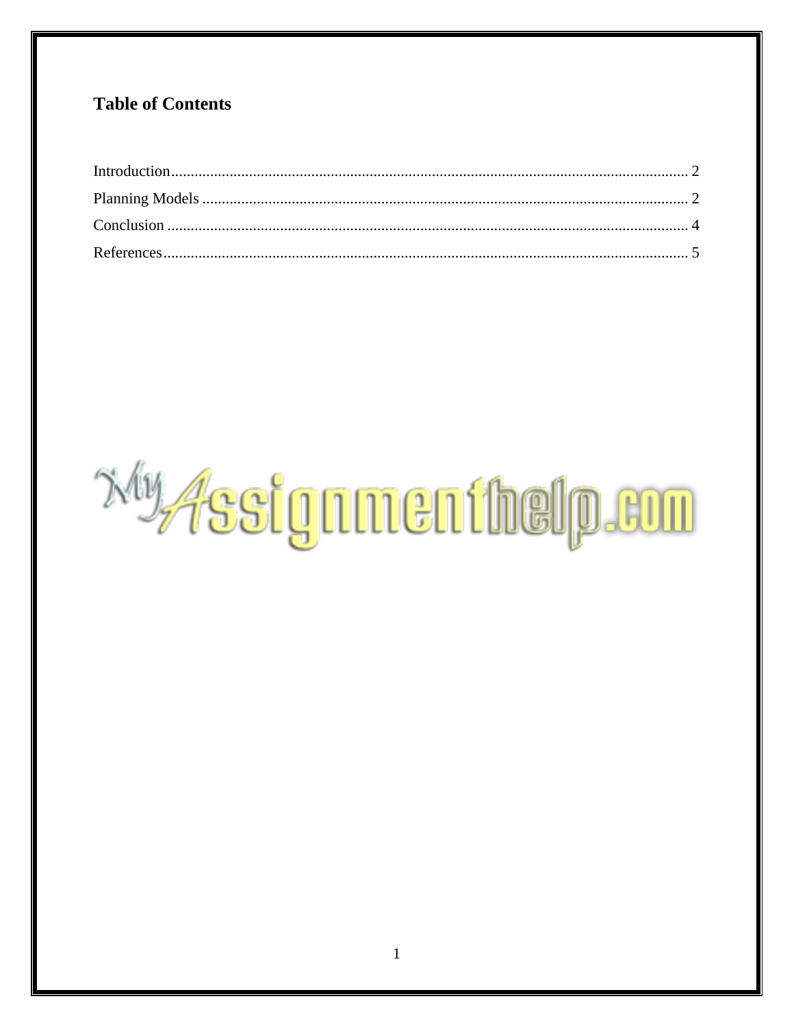## Table of Contents

Introduction........................................................................................................................ 2

Planning Models ................................................................................................................ 2

Conclusion ......................................................................................................................... 4

References.......................................................................................................................... 5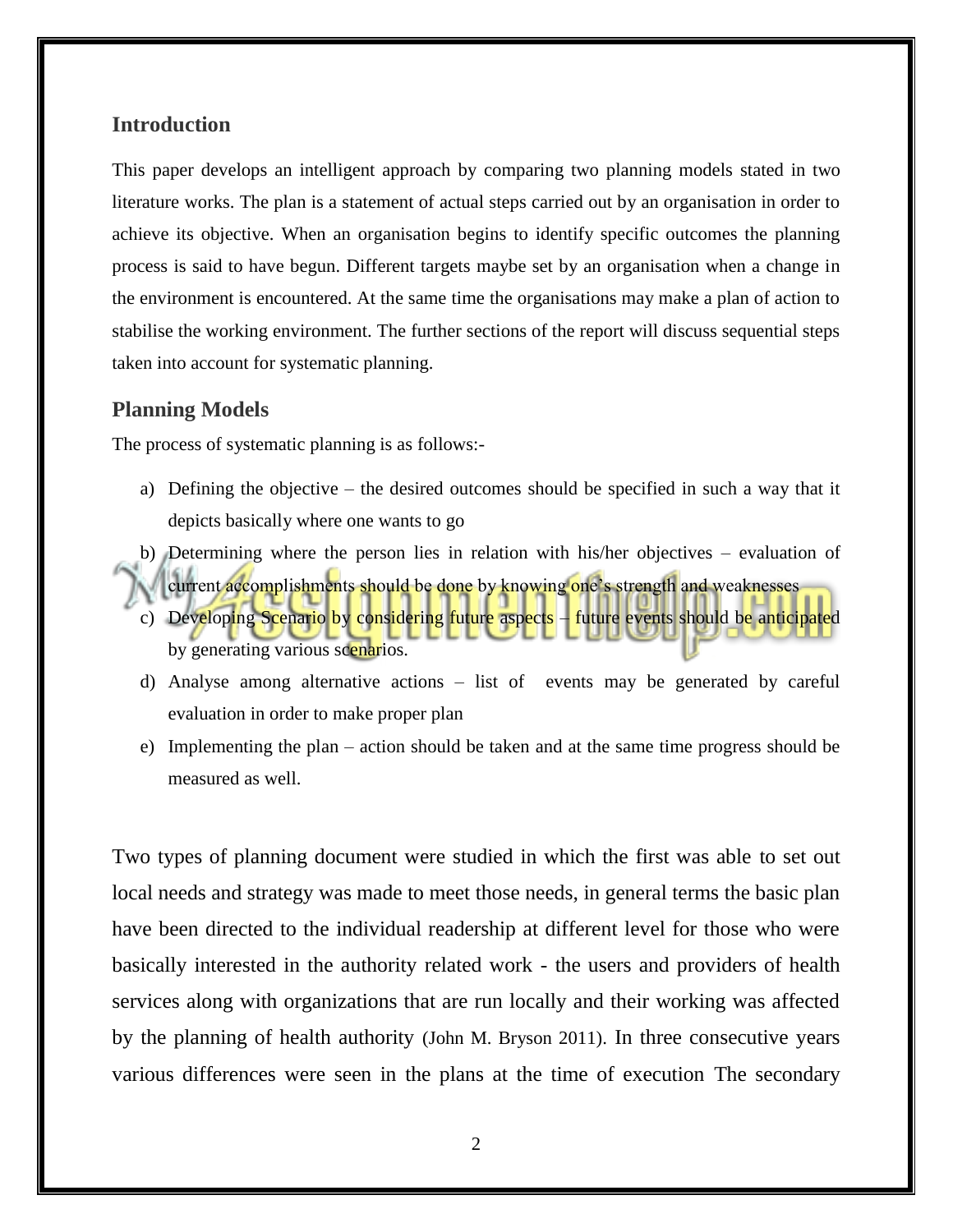## Introduction

This paper develops an intelligent approach by comparing two planning models stated in two literature works. The plan is a statement of actual steps carried out by an organisation in order to achieve its objective. When an organisation begins to identify specific outcomes the planning process is said to have begun. Different targets maybe set by an organisation when a change in the environment is encountered. At the same time the organisations may make a plan of action to stabilise the working environment. The further sections of the report will discuss sequential steps taken into account for systematic planning.

## Planning Models

The process of systematic planning is as follows:-

a) Defining the objective – the desired outcomes should be specified in such a way that it depicts basically where one wants to go
b) Determining where the person lies in relation with his/her objectives – evaluation of current accomplishments should be done by knowing one's strength and weaknesses
c) Developing Scenario by considering future aspects – future events should be anticipated by generating various scenarios.
d) Analyse among alternative actions – list of events may be generated by careful evaluation in order to make proper plan
e) Implementing the plan – action should be taken and at the same time progress should be measured as well.

Two types of planning document were studied in which the first was able to set out local needs and strategy was made to meet those needs, in general terms the basic plan have been directed to the individual readership at different level for those who were basically interested in the authority related work - the users and providers of health services along with organizations that are run locally and their working was affected by the planning of health authority (John M. Bryson 2011). In three consecutive years various differences were seen in the plans at the time of execution The secondary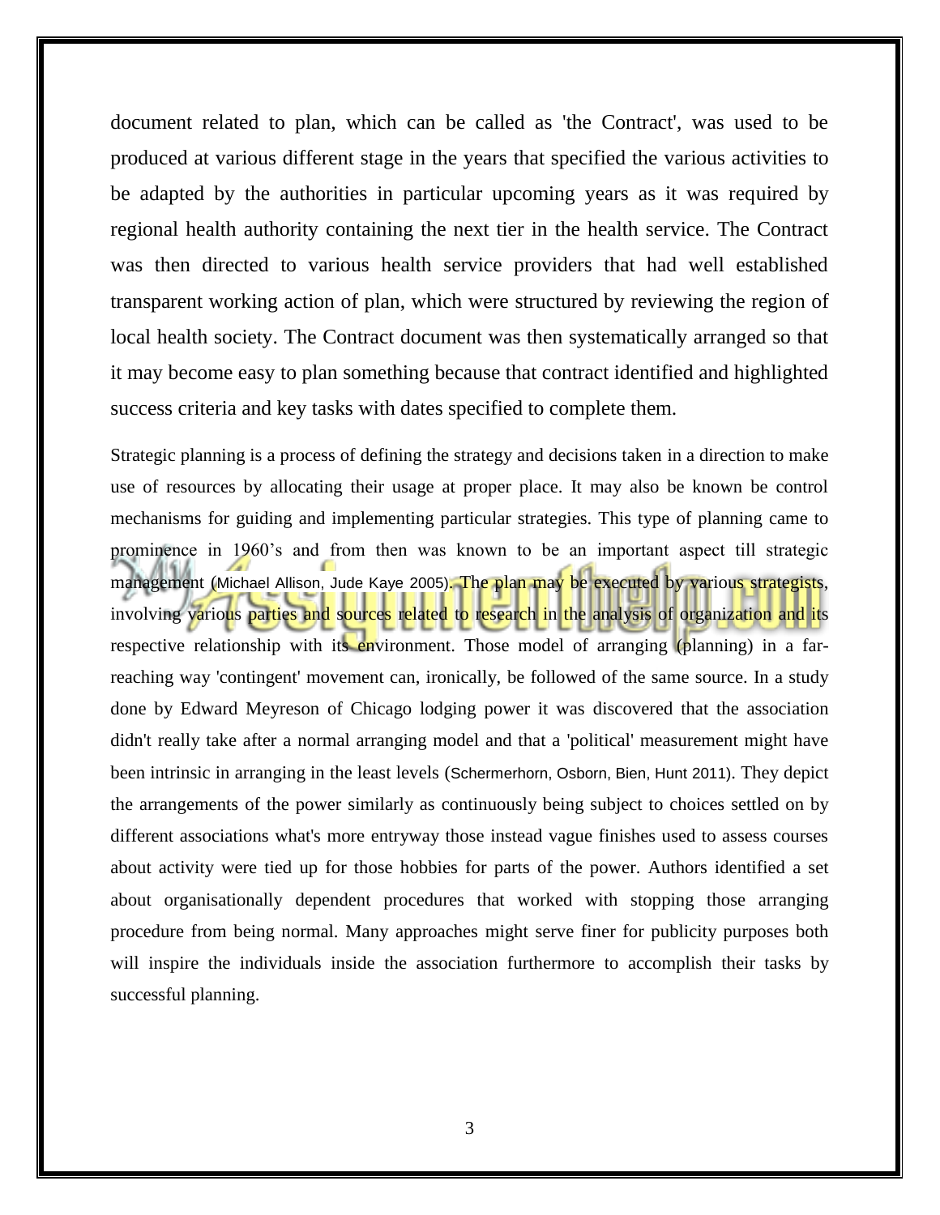document related to plan, which can be called as 'the Contract', was used to be produced at various different stage in the years that specified the various activities to be adapted by the authorities in particular upcoming years as it was required by regional health authority containing the next tier in the health service. The Contract was then directed to various health service providers that had well established transparent working action of plan, which were structured by reviewing the region of local health society. The Contract document was then systematically arranged so that it may become easy to plan something because that contract identified and highlighted success criteria and key tasks with dates specified to complete them.

Strategic planning is a process of defining the strategy and decisions taken in a direction to make use of resources by allocating their usage at proper place. It may also be known be control mechanisms for guiding and implementing particular strategies. This type of planning came to prominence in 1960's and from then was known to be an important aspect till strategic management (Michael Allison, Jude Kaye 2005). The plan may be executed by various strategists, involving various parties and sources related to research in the analysis of organization and its respective relationship with its environment. Those model of arranging (planning) in a far-reaching way 'contingent' movement can, ironically, be followed of the same source. In a study done by Edward Meyreson of Chicago lodging power it was discovered that the association didn't really take after a normal arranging model and that a 'political' measurement might have been intrinsic in arranging in the least levels (Schermerhorn, Osborn, Bien, Hunt 2011). They depict the arrangements of the power similarly as continuously being subject to choices settled on by different associations what's more entryway those instead vague finishes used to assess courses about activity were tied up for those hobbies for parts of the power. Authors identified a set about organisationally dependent procedures that worked with stopping those arranging procedure from being normal. Many approaches might serve finer for publicity purposes both will inspire the individuals inside the association furthermore to accomplish their tasks by successful planning.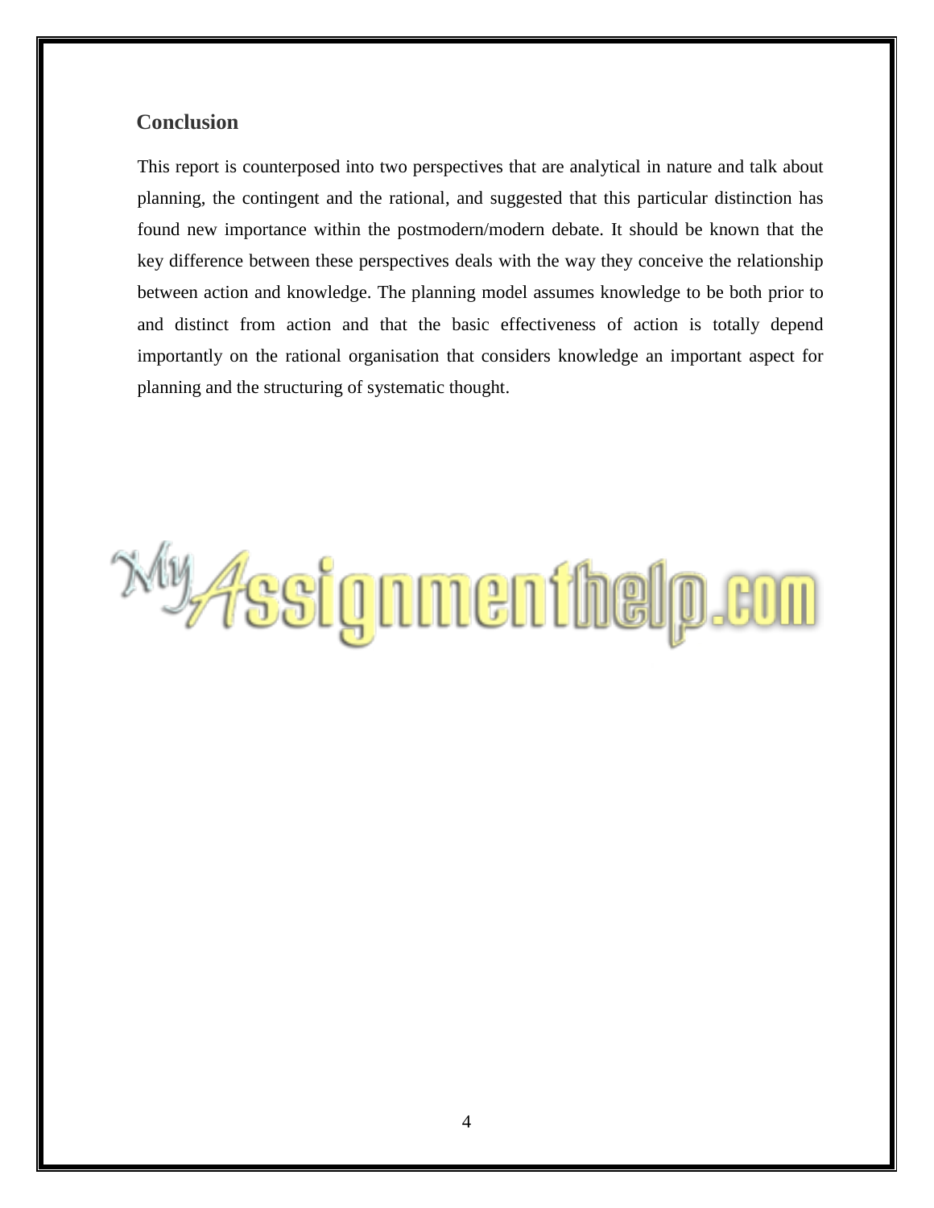## Conclusion

This report is counterposed into two perspectives that are analytical in nature and talk about planning, the contingent and the rational, and suggested that this particular distinction has found new importance within the postmodern/modern debate. It should be known that the key difference between these perspectives deals with the way they conceive the relationship between action and knowledge. The planning model assumes knowledge to be both prior to and distinct from action and that the basic effectiveness of action is totally depend importantly on the rational organisation that considers knowledge an important aspect for planning and the structuring of systematic thought.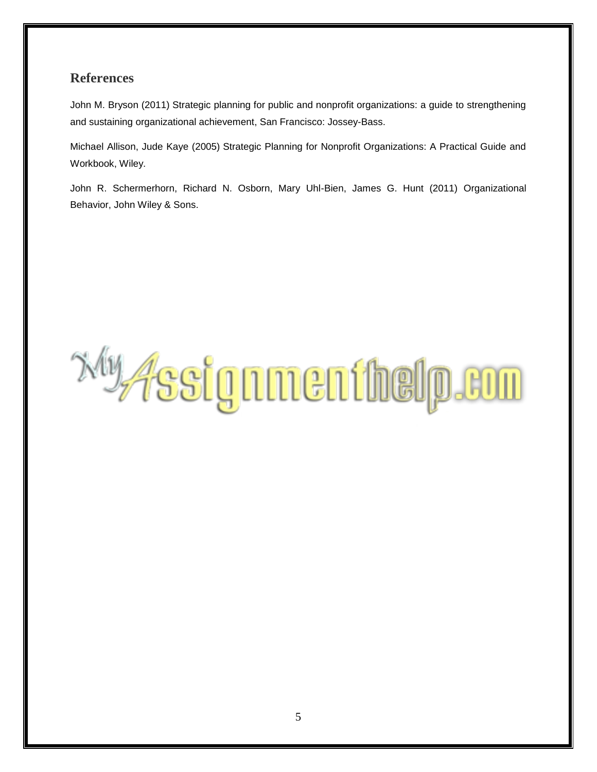## References

John M. Bryson (2011) Strategic planning for public and nonprofit organizations: a guide to strengthening and sustaining organizational achievement, San Francisco: Jossey-Bass.

Michael Allison, Jude Kaye (2005) Strategic Planning for Nonprofit Organizations: A Practical Guide and Workbook, Wiley.

John R. Schermerhorn, Richard N. Osborn, Mary Uhl-Bien, James G. Hunt (2011) Organizational Behavior, John Wiley & Sons.